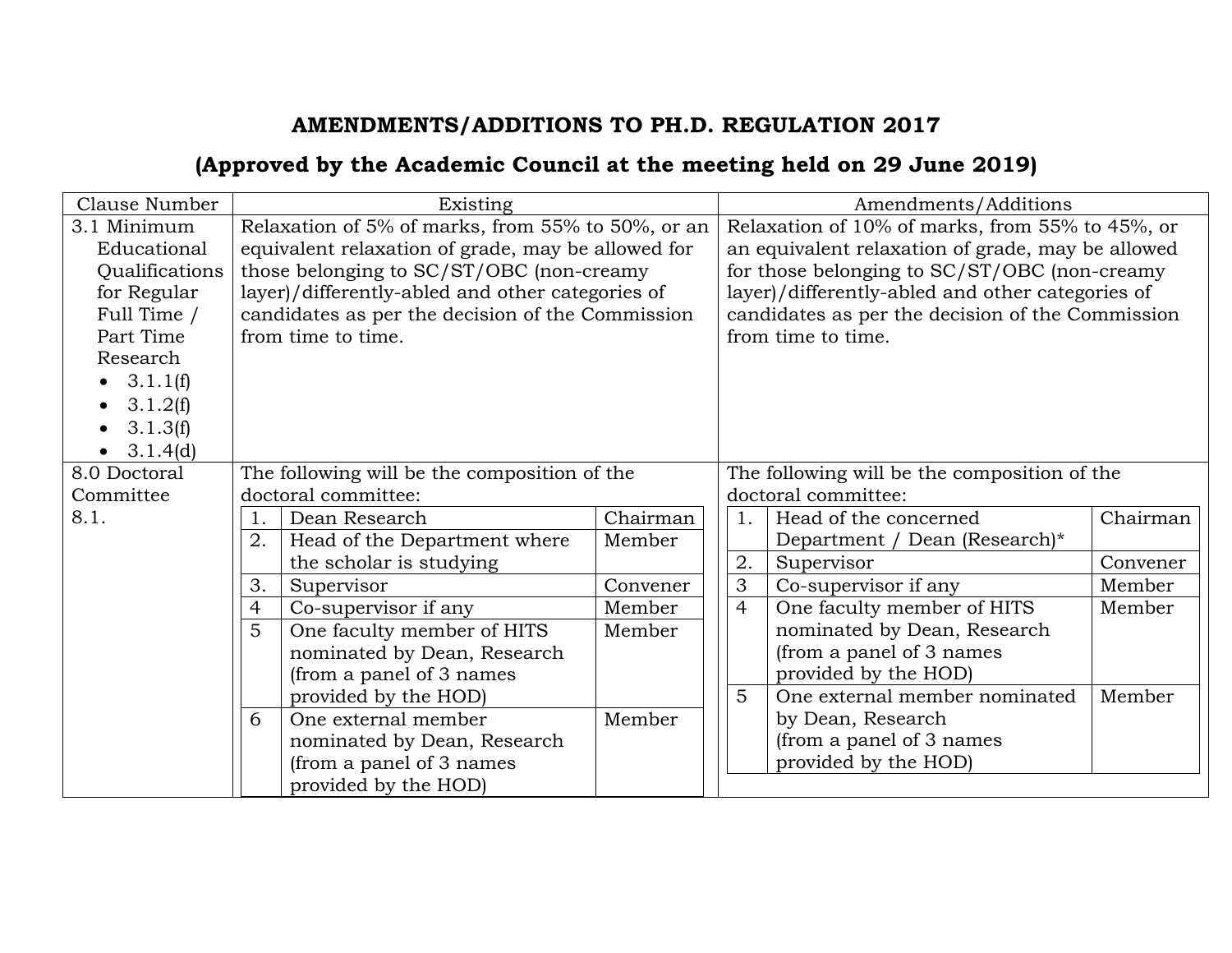# AMENDMENTS/ADDITIONS TO PH.D. REGULATION 2017

## (Approved by the Academic Council at the meeting held on 29 June 2019)

| Clause Number | Existing | Amendments/Additions |
|---|---|---|
| 3.1 Minimum Educational Qualifications for Regular Full Time / Part Time Research<br>• 3.1.1(f)<br>• 3.1.2(f)<br>• 3.1.3(f)<br>• 3.1.4(d) | Relaxation of 5% of marks, from 55% to 50%, or an equivalent relaxation of grade, may be allowed for those belonging to SC/ST/OBC (non-creamy layer)/differently-abled and other categories of candidates as per the decision of the Commission from time to time. | Relaxation of 10% of marks, from 55% to 45%, or an equivalent relaxation of grade, may be allowed for those belonging to SC/ST/OBC (non-creamy layer)/differently-abled and other categories of candidates as per the decision of the Commission from time to time. |
| 8.0 Doctoral Committee<br>8.1. | The following will be the composition of the doctoral committee:<br>1. Dean Research – Chairman<br>2. Head of the Department where the scholar is studying – Member<br>3. Supervisor – Convener<br>4 Co-supervisor if any – Member<br>5 One faculty member of HITS nominated by Dean, Research (from a panel of 3 names provided by the HOD) – Member<br>6 One external member nominated by Dean, Research (from a panel of 3 names provided by the HOD) – Member | The following will be the composition of the doctoral committee:<br>1. Head of the concerned Department / Dean (Research)* – Chairman<br>2. Supervisor – Convener<br>3 Co-supervisor if any – Member<br>4 One faculty member of HITS nominated by Dean, Research (from a panel of 3 names provided by the HOD) – Member<br>5 One external member nominated by Dean, Research (from a panel of 3 names provided by the HOD) – Member |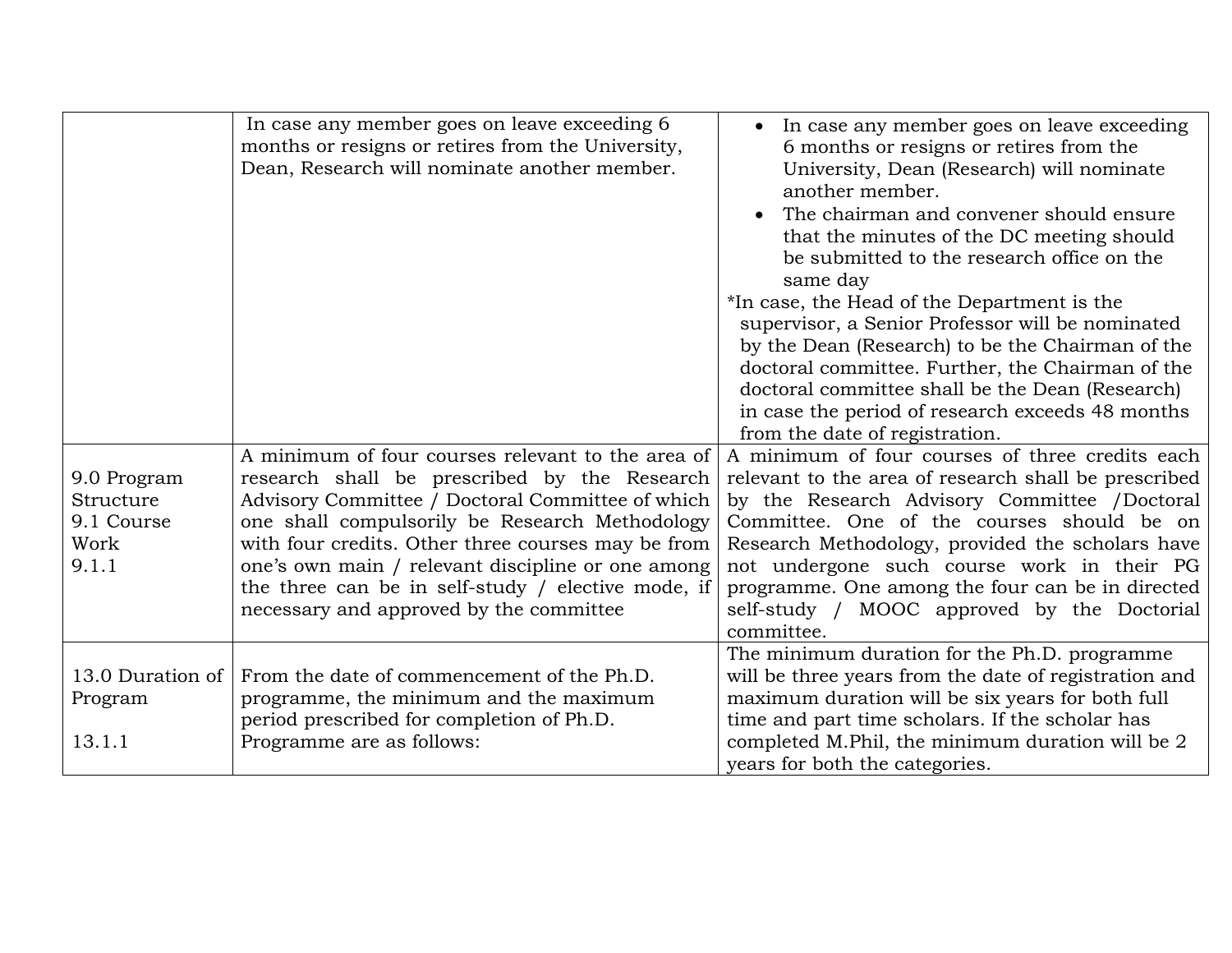| | | |
|---|---|---|
| | In case any member goes on leave exceeding 6 months or resigns or retires from the University, Dean, Research will nominate another member. | • In case any member goes on leave exceeding 6 months or resigns or retires from the University, Dean (Research) will nominate another member.<br>• The chairman and convener should ensure that the minutes of the DC meeting should be submitted to the research office on the same day<br>*In case, the Head of the Department is the supervisor, a Senior Professor will be nominated by the Dean (Research) to be the Chairman of the doctoral committee. Further, the Chairman of the doctoral committee shall be the Dean (Research) in case the period of research exceeds 48 months from the date of registration. |
| 9.0 Program Structure<br>9.1 Course Work<br>9.1.1 | A minimum of four courses relevant to the area of research shall be prescribed by the Research Advisory Committee / Doctoral Committee of which one shall compulsorily be Research Methodology with four credits. Other three courses may be from one's own main / relevant discipline or one among the three can be in self-study / elective mode, if necessary and approved by the committee | A minimum of four courses of three credits each relevant to the area of research shall be prescribed by the Research Advisory Committee /Doctoral Committee. One of the courses should be on Research Methodology, provided the scholars have not undergone such course work in their PG programme. One among the four can be in directed self-study / MOOC approved by the Doctorial committee. |
| 13.0 Duration of Program<br><br>13.1.1 | From the date of commencement of the Ph.D. programme, the minimum and the maximum period prescribed for completion of Ph.D. Programme are as follows: | The minimum duration for the Ph.D. programme will be three years from the date of registration and maximum duration will be six years for both full time and part time scholars. If the scholar has completed M.Phil, the minimum duration will be 2 years for both the categories. |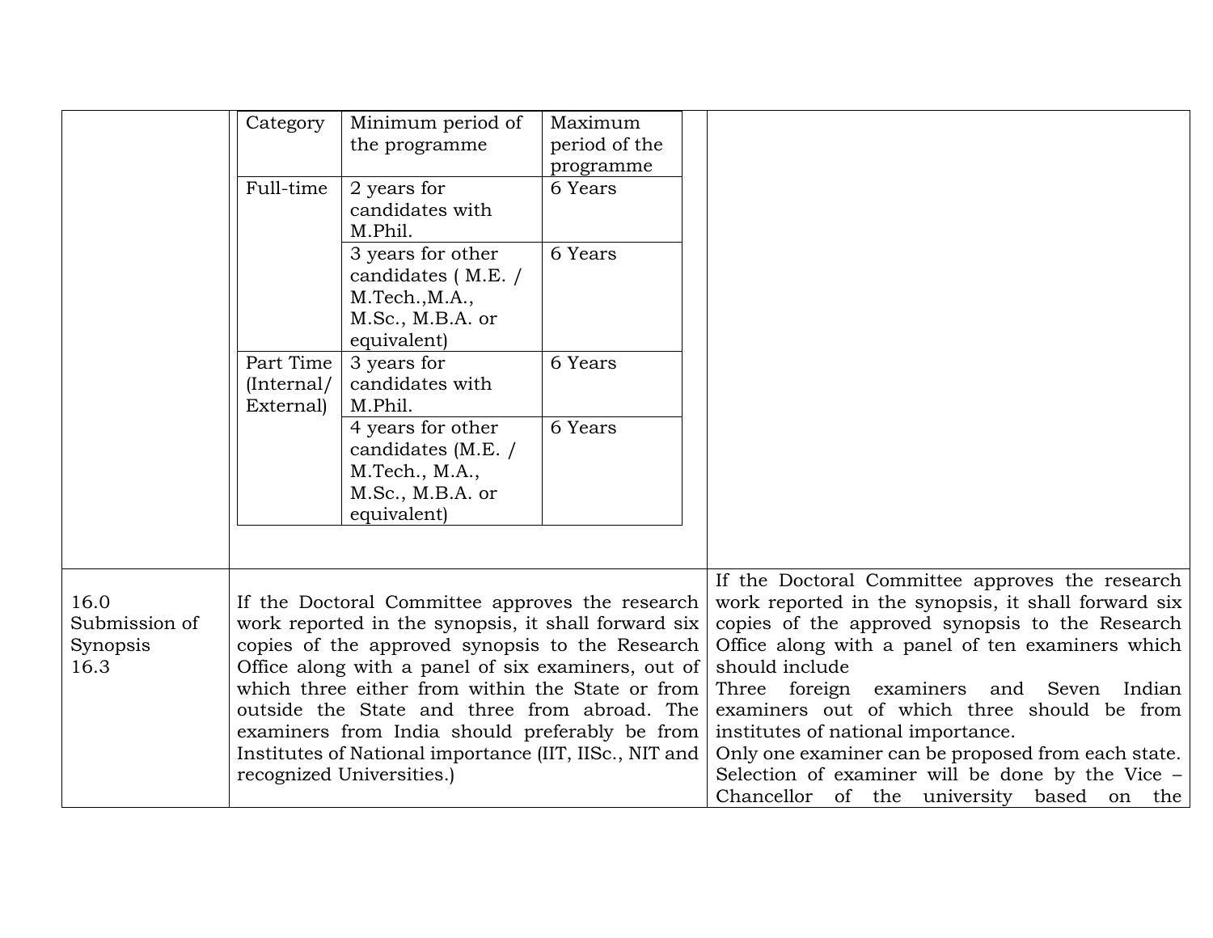| | | |
|---|---|---|
| | <table><tr><td>Category</td><td>Minimum period of the programme</td><td>Maximum period of the programme</td></tr><tr><td>Full-time</td><td>2 years for candidates with M.Phil.</td><td>6 Years</td></tr><tr><td></td><td>3 years for other candidates ( M.E. / M.Tech.,M.A., M.Sc., M.B.A. or equivalent)</td><td>6 Years</td></tr><tr><td>Part Time (Internal/ External)</td><td>3 years for candidates with M.Phil.</td><td>6 Years</td></tr><tr><td></td><td>4 years for other candidates (M.E. / M.Tech., M.A., M.Sc., M.B.A. or equivalent)</td><td>6 Years</td></tr></table> | |
| 16.0 Submission of Synopsis 16.3 | If the Doctoral Committee approves the research work reported in the synopsis, it shall forward six copies of the approved synopsis to the Research Office along with a panel of six examiners, out of which three either from within the State or from outside the State and three from abroad. The examiners from India should preferably be from Institutes of National importance (IIT, IISc., NIT and recognized Universities.) | If the Doctoral Committee approves the research work reported in the synopsis, it shall forward six copies of the approved synopsis to the Research Office along with a panel of ten examiners which should include<br>Three foreign examiners and Seven Indian examiners out of which three should be from institutes of national importance.<br>Only one examiner can be proposed from each state.<br>Selection of examiner will be done by the Vice – Chancellor of the university based on the |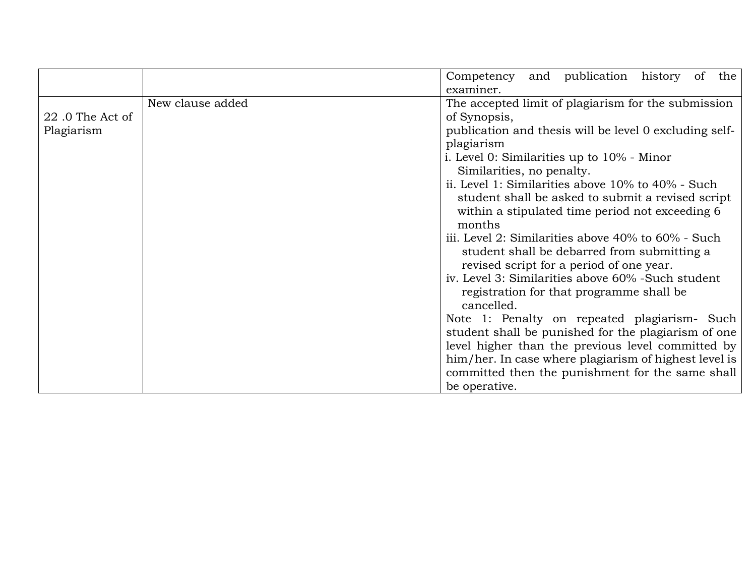| | | |
|---|---|---|
| | | Competency and publication history of the examiner. |
| 22 .0 The Act of Plagiarism | New clause added | The accepted limit of plagiarism for the submission of Synopsis,<br>publication and thesis will be level 0 excluding self-plagiarism<br>i. Level 0: Similarities up to 10% - Minor Similarities, no penalty.<br>ii. Level 1: Similarities above 10% to 40% - Such student shall be asked to submit a revised script within a stipulated time period not exceeding 6 months<br>iii. Level 2: Similarities above 40% to 60% - Such student shall be debarred from submitting a revised script for a period of one year.<br>iv. Level 3: Similarities above 60% -Such student registration for that programme shall be cancelled.<br>Note 1: Penalty on repeated plagiarism- Such student shall be punished for the plagiarism of one level higher than the previous level committed by him/her. In case where plagiarism of highest level is committed then the punishment for the same shall be operative. |